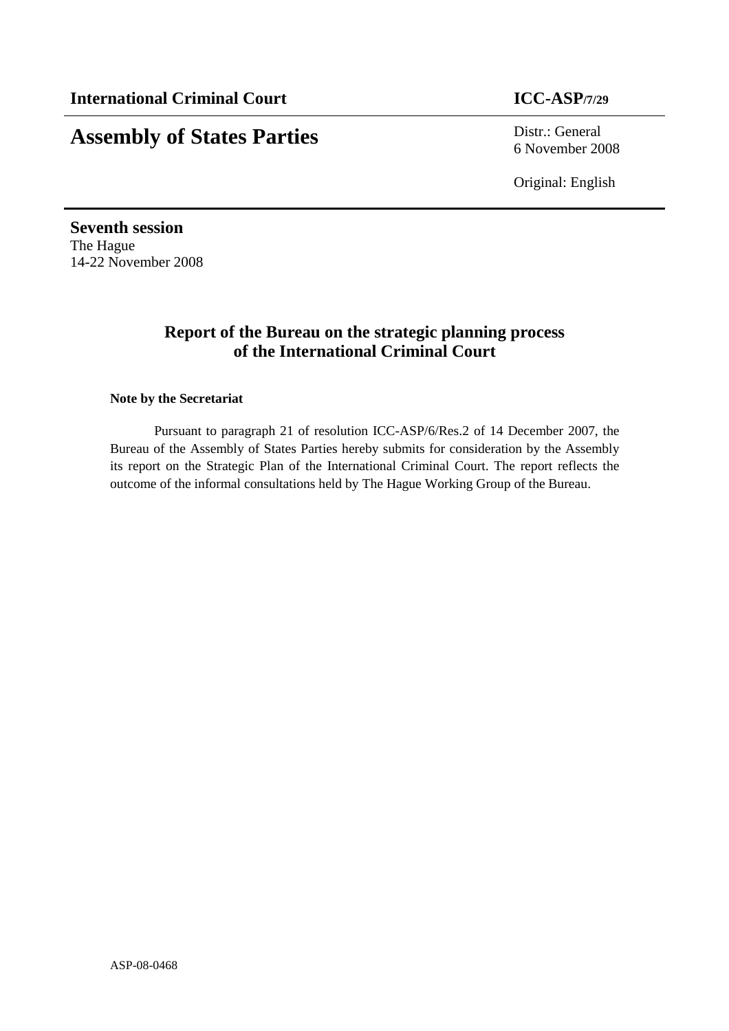**International Criminal Court** **ICC-ASP/7/29**

# Assembly of States Parties

Distr.: General
6 November 2008

Original: English

**Seventh session**
The Hague
14-22 November 2008

## Report of the Bureau on the strategic planning process of the International Criminal Court

**Note by the Secretariat**

Pursuant to paragraph 21 of resolution ICC-ASP/6/Res.2 of 14 December 2007, the Bureau of the Assembly of States Parties hereby submits for consideration by the Assembly its report on the Strategic Plan of the International Criminal Court. The report reflects the outcome of the informal consultations held by The Hague Working Group of the Bureau.

ASP-08-0468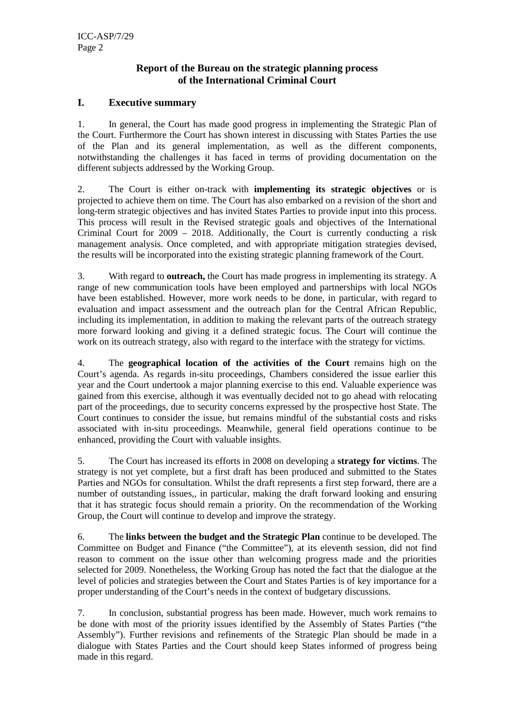## Report of the Bureau on the strategic planning process of the International Criminal Court

## I. Executive summary

1. In general, the Court has made good progress in implementing the Strategic Plan of the Court. Furthermore the Court has shown interest in discussing with States Parties the use of the Plan and its general implementation, as well as the different components, notwithstanding the challenges it has faced in terms of providing documentation on the different subjects addressed by the Working Group.

2. The Court is either on-track with **implementing its strategic objectives** or is projected to achieve them on time. The Court has also embarked on a revision of the short and long-term strategic objectives and has invited States Parties to provide input into this process. This process will result in the Revised strategic goals and objectives of the International Criminal Court for 2009 – 2018. Additionally, the Court is currently conducting a risk management analysis. Once completed, and with appropriate mitigation strategies devised, the results will be incorporated into the existing strategic planning framework of the Court.

3. With regard to **outreach,** the Court has made progress in implementing its strategy. A range of new communication tools have been employed and partnerships with local NGOs have been established. However, more work needs to be done, in particular, with regard to evaluation and impact assessment and the outreach plan for the Central African Republic, including its implementation, in addition to making the relevant parts of the outreach strategy more forward looking and giving it a defined strategic focus. The Court will continue the work on its outreach strategy, also with regard to the interface with the strategy for victims.

4. The **geographical location of the activities of the Court** remains high on the Court's agenda. As regards in-situ proceedings, Chambers considered the issue earlier this year and the Court undertook a major planning exercise to this end. Valuable experience was gained from this exercise, although it was eventually decided not to go ahead with relocating part of the proceedings, due to security concerns expressed by the prospective host State. The Court continues to consider the issue, but remains mindful of the substantial costs and risks associated with in-situ proceedings. Meanwhile, general field operations continue to be enhanced, providing the Court with valuable insights.

5. The Court has increased its efforts in 2008 on developing a **strategy for victims**. The strategy is not yet complete, but a first draft has been produced and submitted to the States Parties and NGOs for consultation. Whilst the draft represents a first step forward, there are a number of outstanding issues,, in particular, making the draft forward looking and ensuring that it has strategic focus should remain a priority. On the recommendation of the Working Group, the Court will continue to develop and improve the strategy.

6. The **links between the budget and the Strategic Plan** continue to be developed. The Committee on Budget and Finance ("the Committee"), at its eleventh session, did not find reason to comment on the issue other than welcoming progress made and the priorities selected for 2009. Nonetheless, the Working Group has noted the fact that the dialogue at the level of policies and strategies between the Court and States Parties is of key importance for a proper understanding of the Court's needs in the context of budgetary discussions.

7. In conclusion, substantial progress has been made. However, much work remains to be done with most of the priority issues identified by the Assembly of States Parties ("the Assembly"). Further revisions and refinements of the Strategic Plan should be made in a dialogue with States Parties and the Court should keep States informed of progress being made in this regard.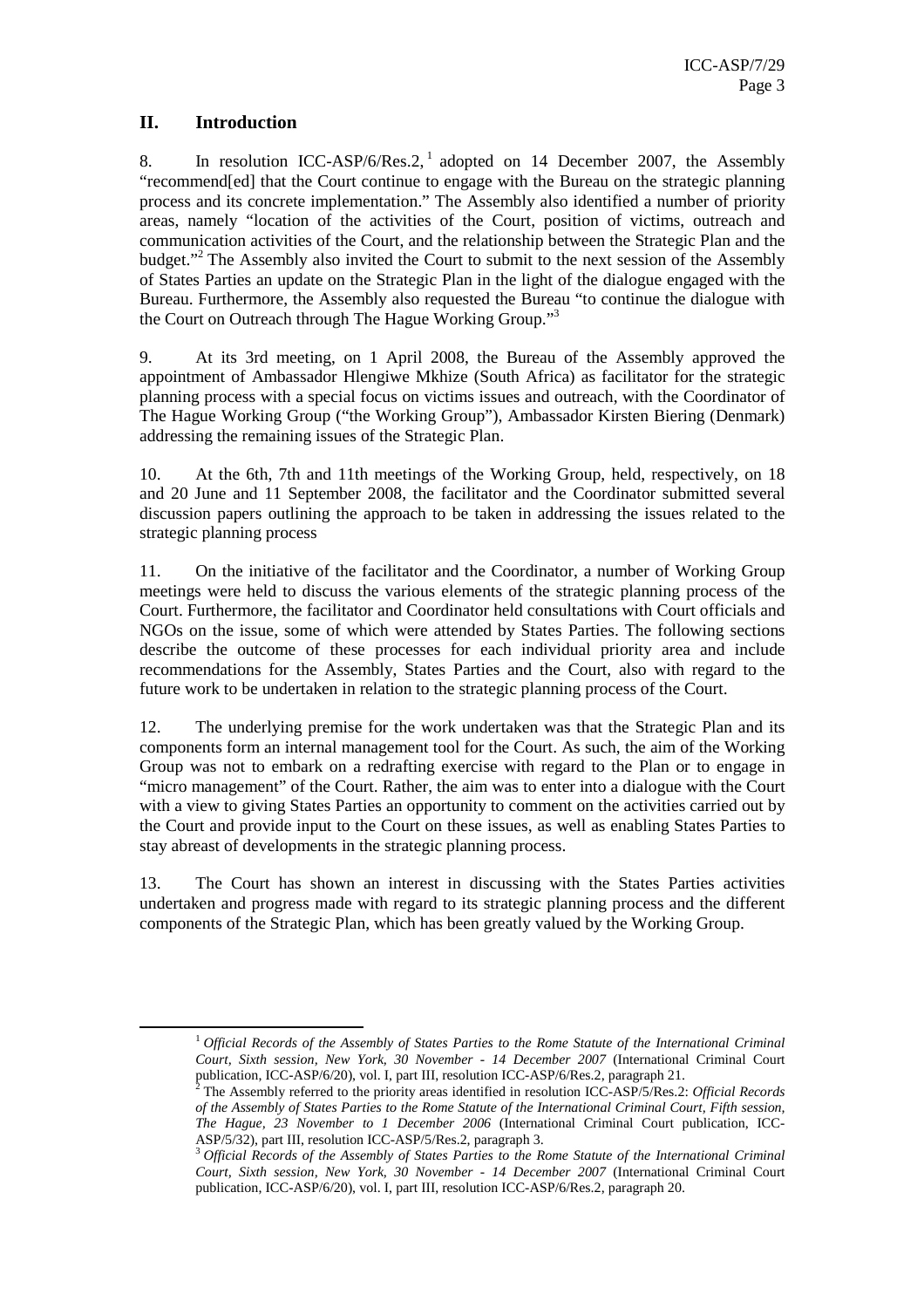## II. Introduction

8. In resolution ICC-ASP/6/Res.2,[1] adopted on 14 December 2007, the Assembly "recommend[ed] that the Court continue to engage with the Bureau on the strategic planning process and its concrete implementation." The Assembly also identified a number of priority areas, namely "location of the activities of the Court, position of victims, outreach and communication activities of the Court, and the relationship between the Strategic Plan and the budget."[2] The Assembly also invited the Court to submit to the next session of the Assembly of States Parties an update on the Strategic Plan in the light of the dialogue engaged with the Bureau. Furthermore, the Assembly also requested the Bureau "to continue the dialogue with the Court on Outreach through The Hague Working Group."[3]

9. At its 3rd meeting, on 1 April 2008, the Bureau of the Assembly approved the appointment of Ambassador Hlengiwe Mkhize (South Africa) as facilitator for the strategic planning process with a special focus on victims issues and outreach, with the Coordinator of The Hague Working Group ("the Working Group"), Ambassador Kirsten Biering (Denmark) addressing the remaining issues of the Strategic Plan.

10. At the 6th, 7th and 11th meetings of the Working Group, held, respectively, on 18 and 20 June and 11 September 2008, the facilitator and the Coordinator submitted several discussion papers outlining the approach to be taken in addressing the issues related to the strategic planning process

11. On the initiative of the facilitator and the Coordinator, a number of Working Group meetings were held to discuss the various elements of the strategic planning process of the Court. Furthermore, the facilitator and Coordinator held consultations with Court officials and NGOs on the issue, some of which were attended by States Parties. The following sections describe the outcome of these processes for each individual priority area and include recommendations for the Assembly, States Parties and the Court, also with regard to the future work to be undertaken in relation to the strategic planning process of the Court.

12. The underlying premise for the work undertaken was that the Strategic Plan and its components form an internal management tool for the Court. As such, the aim of the Working Group was not to embark on a redrafting exercise with regard to the Plan or to engage in "micro management" of the Court. Rather, the aim was to enter into a dialogue with the Court with a view to giving States Parties an opportunity to comment on the activities carried out by the Court and provide input to the Court on these issues, as well as enabling States Parties to stay abreast of developments in the strategic planning process.

13. The Court has shown an interest in discussing with the States Parties activities undertaken and progress made with regard to its strategic planning process and the different components of the Strategic Plan, which has been greatly valued by the Working Group.

---

[1] *Official Records of the Assembly of States Parties to the Rome Statute of the International Criminal Court, Sixth session, New York, 30 November - 14 December 2007* (International Criminal Court publication, ICC-ASP/6/20), vol. I, part III, resolution ICC-ASP/6/Res.2, paragraph 21.

[2] The Assembly referred to the priority areas identified in resolution ICC-ASP/5/Res.2: *Official Records of the Assembly of States Parties to the Rome Statute of the International Criminal Court, Fifth session, The Hague, 23 November to 1 December 2006* (International Criminal Court publication, ICC-ASP/5/32), part III, resolution ICC-ASP/5/Res.2, paragraph 3.

[3] *Official Records of the Assembly of States Parties to the Rome Statute of the International Criminal Court, Sixth session, New York, 30 November - 14 December 2007* (International Criminal Court publication, ICC-ASP/6/20), vol. I, part III, resolution ICC-ASP/6/Res.2, paragraph 20.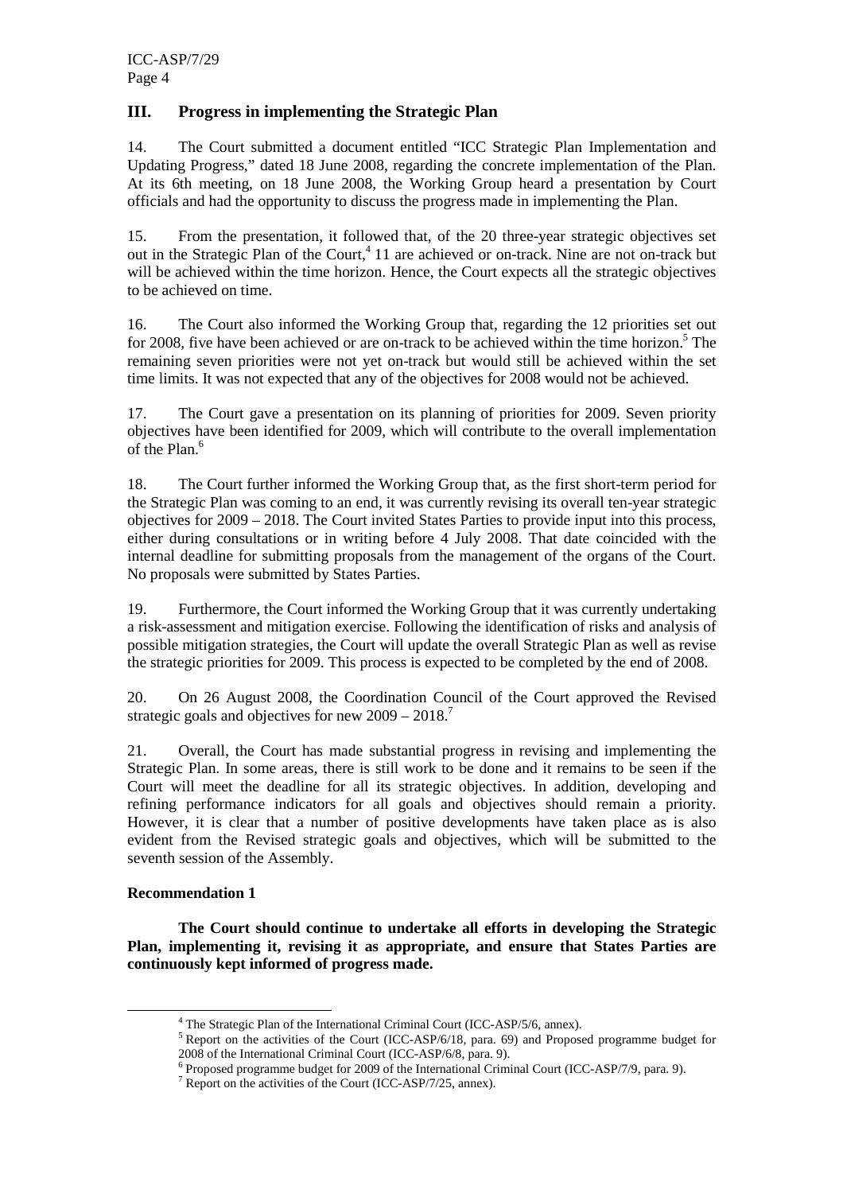## III. Progress in implementing the Strategic Plan

14. The Court submitted a document entitled "ICC Strategic Plan Implementation and Updating Progress," dated 18 June 2008, regarding the concrete implementation of the Plan. At its 6th meeting, on 18 June 2008, the Working Group heard a presentation by Court officials and had the opportunity to discuss the progress made in implementing the Plan.

15. From the presentation, it followed that, of the 20 three-year strategic objectives set out in the Strategic Plan of the Court,[4] 11 are achieved or on-track. Nine are not on-track but will be achieved within the time horizon. Hence, the Court expects all the strategic objectives to be achieved on time.

16. The Court also informed the Working Group that, regarding the 12 priorities set out for 2008, five have been achieved or are on-track to be achieved within the time horizon.[5] The remaining seven priorities were not yet on-track but would still be achieved within the set time limits. It was not expected that any of the objectives for 2008 would not be achieved.

17. The Court gave a presentation on its planning of priorities for 2009. Seven priority objectives have been identified for 2009, which will contribute to the overall implementation of the Plan.[6]

18. The Court further informed the Working Group that, as the first short-term period for the Strategic Plan was coming to an end, it was currently revising its overall ten-year strategic objectives for 2009 – 2018. The Court invited States Parties to provide input into this process, either during consultations or in writing before 4 July 2008. That date coincided with the internal deadline for submitting proposals from the management of the organs of the Court. No proposals were submitted by States Parties.

19. Furthermore, the Court informed the Working Group that it was currently undertaking a risk-assessment and mitigation exercise. Following the identification of risks and analysis of possible mitigation strategies, the Court will update the overall Strategic Plan as well as revise the strategic priorities for 2009. This process is expected to be completed by the end of 2008.

20. On 26 August 2008, the Coordination Council of the Court approved the Revised strategic goals and objectives for new 2009 – 2018.[7]

21. Overall, the Court has made substantial progress in revising and implementing the Strategic Plan. In some areas, there is still work to be done and it remains to be seen if the Court will meet the deadline for all its strategic objectives. In addition, developing and refining performance indicators for all goals and objectives should remain a priority. However, it is clear that a number of positive developments have taken place as is also evident from the Revised strategic goals and objectives, which will be submitted to the seventh session of the Assembly.

**Recommendation 1**

**The Court should continue to undertake all efforts in developing the Strategic Plan, implementing it, revising it as appropriate, and ensure that States Parties are continuously kept informed of progress made.**

---

[4] The Strategic Plan of the International Criminal Court (ICC-ASP/5/6, annex).

[5] Report on the activities of the Court (ICC-ASP/6/18, para. 69) and Proposed programme budget for 2008 of the International Criminal Court (ICC-ASP/6/8, para. 9).

[6] Proposed programme budget for 2009 of the International Criminal Court (ICC-ASP/7/9, para. 9).

[7] Report on the activities of the Court (ICC-ASP/7/25, annex).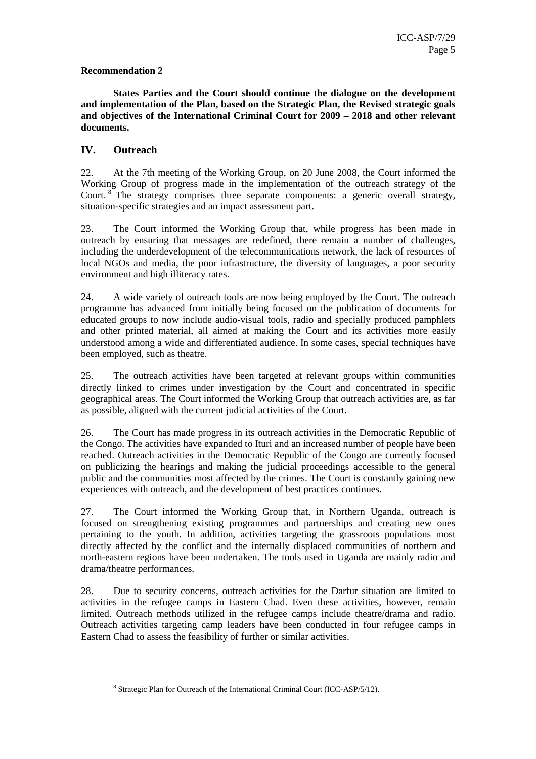**Recommendation 2**

**States Parties and the Court should continue the dialogue on the development and implementation of the Plan, based on the Strategic Plan, the Revised strategic goals and objectives of the International Criminal Court for 2009 – 2018 and other relevant documents.**

## IV. Outreach

22. At the 7th meeting of the Working Group, on 20 June 2008, the Court informed the Working Group of progress made in the implementation of the outreach strategy of the Court.[8] The strategy comprises three separate components: a generic overall strategy, situation-specific strategies and an impact assessment part.

23. The Court informed the Working Group that, while progress has been made in outreach by ensuring that messages are redefined, there remain a number of challenges, including the underdevelopment of the telecommunications network, the lack of resources of local NGOs and media, the poor infrastructure, the diversity of languages, a poor security environment and high illiteracy rates.

24. A wide variety of outreach tools are now being employed by the Court. The outreach programme has advanced from initially being focused on the publication of documents for educated groups to now include audio-visual tools, radio and specially produced pamphlets and other printed material, all aimed at making the Court and its activities more easily understood among a wide and differentiated audience. In some cases, special techniques have been employed, such as theatre.

25. The outreach activities have been targeted at relevant groups within communities directly linked to crimes under investigation by the Court and concentrated in specific geographical areas. The Court informed the Working Group that outreach activities are, as far as possible, aligned with the current judicial activities of the Court.

26. The Court has made progress in its outreach activities in the Democratic Republic of the Congo. The activities have expanded to Ituri and an increased number of people have been reached. Outreach activities in the Democratic Republic of the Congo are currently focused on publicizing the hearings and making the judicial proceedings accessible to the general public and the communities most affected by the crimes. The Court is constantly gaining new experiences with outreach, and the development of best practices continues.

27. The Court informed the Working Group that, in Northern Uganda, outreach is focused on strengthening existing programmes and partnerships and creating new ones pertaining to the youth. In addition, activities targeting the grassroots populations most directly affected by the conflict and the internally displaced communities of northern and north-eastern regions have been undertaken. The tools used in Uganda are mainly radio and drama/theatre performances.

28. Due to security concerns, outreach activities for the Darfur situation are limited to activities in the refugee camps in Eastern Chad. Even these activities, however, remain limited. Outreach methods utilized in the refugee camps include theatre/drama and radio. Outreach activities targeting camp leaders have been conducted in four refugee camps in Eastern Chad to assess the feasibility of further or similar activities.

---

[8] Strategic Plan for Outreach of the International Criminal Court (ICC-ASP/5/12).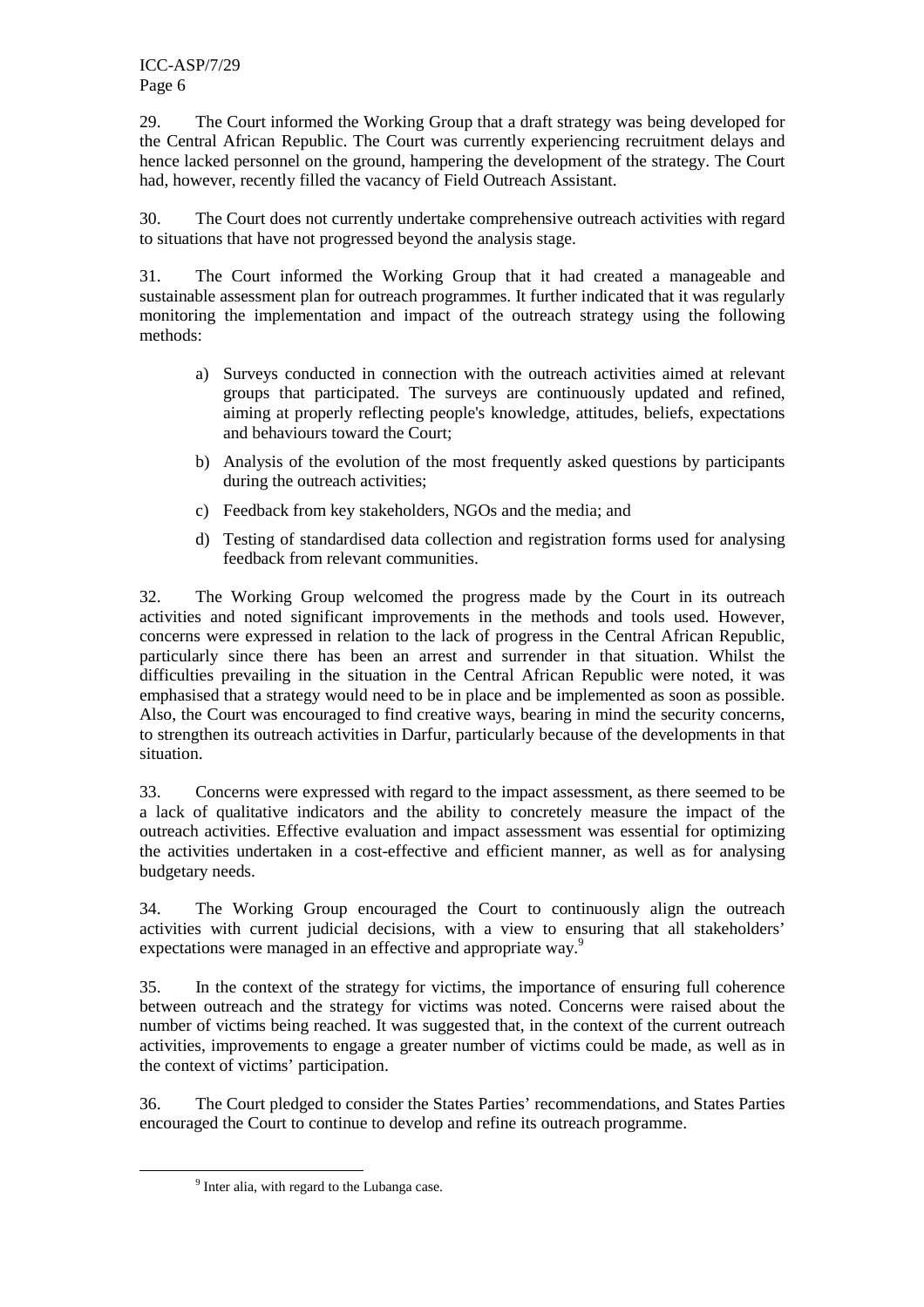29. The Court informed the Working Group that a draft strategy was being developed for the Central African Republic. The Court was currently experiencing recruitment delays and hence lacked personnel on the ground, hampering the development of the strategy. The Court had, however, recently filled the vacancy of Field Outreach Assistant.

30. The Court does not currently undertake comprehensive outreach activities with regard to situations that have not progressed beyond the analysis stage.

31. The Court informed the Working Group that it had created a manageable and sustainable assessment plan for outreach programmes. It further indicated that it was regularly monitoring the implementation and impact of the outreach strategy using the following methods:

a) Surveys conducted in connection with the outreach activities aimed at relevant groups that participated. The surveys are continuously updated and refined, aiming at properly reflecting people's knowledge, attitudes, beliefs, expectations and behaviours toward the Court;

b) Analysis of the evolution of the most frequently asked questions by participants during the outreach activities;

c) Feedback from key stakeholders, NGOs and the media; and

d) Testing of standardised data collection and registration forms used for analysing feedback from relevant communities.

32. The Working Group welcomed the progress made by the Court in its outreach activities and noted significant improvements in the methods and tools used. However, concerns were expressed in relation to the lack of progress in the Central African Republic, particularly since there has been an arrest and surrender in that situation. Whilst the difficulties prevailing in the situation in the Central African Republic were noted, it was emphasised that a strategy would need to be in place and be implemented as soon as possible. Also, the Court was encouraged to find creative ways, bearing in mind the security concerns, to strengthen its outreach activities in Darfur, particularly because of the developments in that situation.

33. Concerns were expressed with regard to the impact assessment, as there seemed to be a lack of qualitative indicators and the ability to concretely measure the impact of the outreach activities. Effective evaluation and impact assessment was essential for optimizing the activities undertaken in a cost-effective and efficient manner, as well as for analysing budgetary needs.

34. The Working Group encouraged the Court to continuously align the outreach activities with current judicial decisions, with a view to ensuring that all stakeholders' expectations were managed in an effective and appropriate way.[9]

35. In the context of the strategy for victims, the importance of ensuring full coherence between outreach and the strategy for victims was noted. Concerns were raised about the number of victims being reached. It was suggested that, in the context of the current outreach activities, improvements to engage a greater number of victims could be made, as well as in the context of victims' participation.

36. The Court pledged to consider the States Parties' recommendations, and States Parties encouraged the Court to continue to develop and refine its outreach programme.

[9] Inter alia, with regard to the Lubanga case.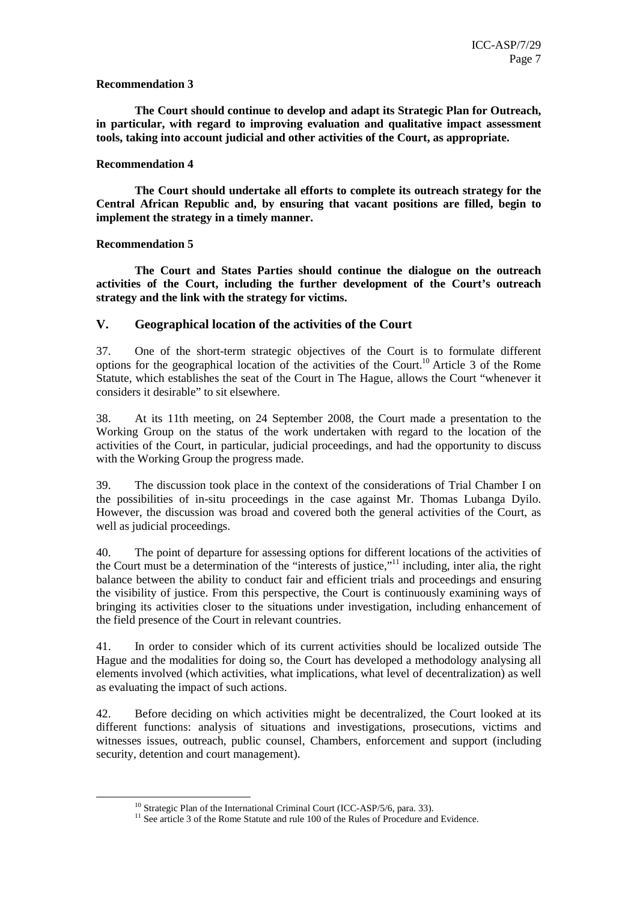**Recommendation 3**

**The Court should continue to develop and adapt its Strategic Plan for Outreach, in particular, with regard to improving evaluation and qualitative impact assessment tools, taking into account judicial and other activities of the Court, as appropriate.**

**Recommendation 4**

**The Court should undertake all efforts to complete its outreach strategy for the Central African Republic and, by ensuring that vacant positions are filled, begin to implement the strategy in a timely manner.**

**Recommendation 5**

**The Court and States Parties should continue the dialogue on the outreach activities of the Court, including the further development of the Court's outreach strategy and the link with the strategy for victims.**

## V. Geographical location of the activities of the Court

37. One of the short-term strategic objectives of the Court is to formulate different options for the geographical location of the activities of the Court.[10] Article 3 of the Rome Statute, which establishes the seat of the Court in The Hague, allows the Court "whenever it considers it desirable" to sit elsewhere.

38. At its 11th meeting, on 24 September 2008, the Court made a presentation to the Working Group on the status of the work undertaken with regard to the location of the activities of the Court, in particular, judicial proceedings, and had the opportunity to discuss with the Working Group the progress made.

39. The discussion took place in the context of the considerations of Trial Chamber I on the possibilities of in-situ proceedings in the case against Mr. Thomas Lubanga Dyilo. However, the discussion was broad and covered both the general activities of the Court, as well as judicial proceedings.

40. The point of departure for assessing options for different locations of the activities of the Court must be a determination of the "interests of justice,"[11] including, inter alia, the right balance between the ability to conduct fair and efficient trials and proceedings and ensuring the visibility of justice. From this perspective, the Court is continuously examining ways of bringing its activities closer to the situations under investigation, including enhancement of the field presence of the Court in relevant countries.

41. In order to consider which of its current activities should be localized outside The Hague and the modalities for doing so, the Court has developed a methodology analysing all elements involved (which activities, what implications, what level of decentralization) as well as evaluating the impact of such actions.

42. Before deciding on which activities might be decentralized, the Court looked at its different functions: analysis of situations and investigations, prosecutions, victims and witnesses issues, outreach, public counsel, Chambers, enforcement and support (including security, detention and court management).

[10] Strategic Plan of the International Criminal Court (ICC-ASP/5/6, para. 33).

[11] See article 3 of the Rome Statute and rule 100 of the Rules of Procedure and Evidence.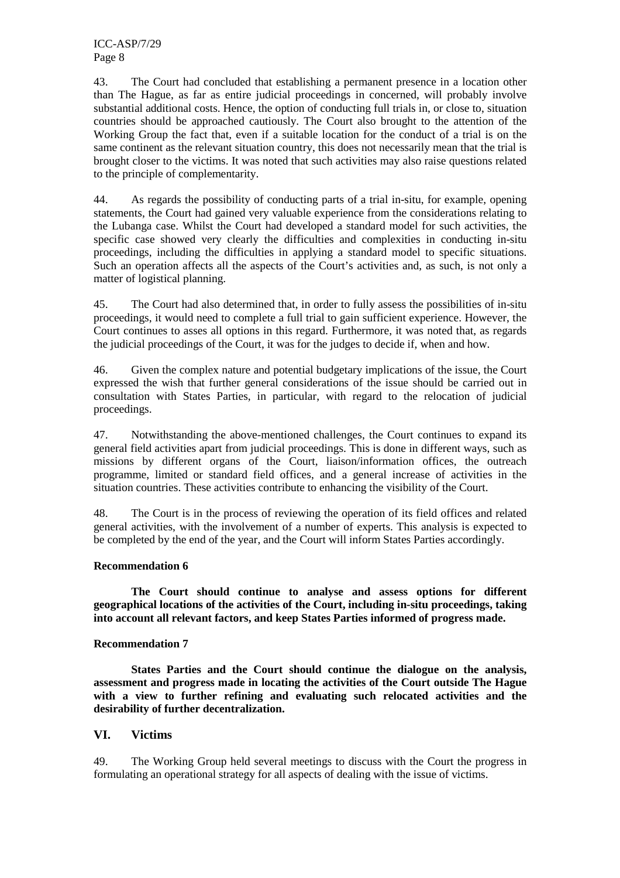43. The Court had concluded that establishing a permanent presence in a location other than The Hague, as far as entire judicial proceedings in concerned, will probably involve substantial additional costs. Hence, the option of conducting full trials in, or close to, situation countries should be approached cautiously. The Court also brought to the attention of the Working Group the fact that, even if a suitable location for the conduct of a trial is on the same continent as the relevant situation country, this does not necessarily mean that the trial is brought closer to the victims. It was noted that such activities may also raise questions related to the principle of complementarity.

44. As regards the possibility of conducting parts of a trial in-situ, for example, opening statements, the Court had gained very valuable experience from the considerations relating to the Lubanga case. Whilst the Court had developed a standard model for such activities, the specific case showed very clearly the difficulties and complexities in conducting in-situ proceedings, including the difficulties in applying a standard model to specific situations. Such an operation affects all the aspects of the Court's activities and, as such, is not only a matter of logistical planning.

45. The Court had also determined that, in order to fully assess the possibilities of in-situ proceedings, it would need to complete a full trial to gain sufficient experience. However, the Court continues to asses all options in this regard. Furthermore, it was noted that, as regards the judicial proceedings of the Court, it was for the judges to decide if, when and how.

46. Given the complex nature and potential budgetary implications of the issue, the Court expressed the wish that further general considerations of the issue should be carried out in consultation with States Parties, in particular, with regard to the relocation of judicial proceedings.

47. Notwithstanding the above-mentioned challenges, the Court continues to expand its general field activities apart from judicial proceedings. This is done in different ways, such as missions by different organs of the Court, liaison/information offices, the outreach programme, limited or standard field offices, and a general increase of activities in the situation countries. These activities contribute to enhancing the visibility of the Court.

48. The Court is in the process of reviewing the operation of its field offices and related general activities, with the involvement of a number of experts. This analysis is expected to be completed by the end of the year, and the Court will inform States Parties accordingly.

**Recommendation 6**

**The Court should continue to analyse and assess options for different geographical locations of the activities of the Court, including in-situ proceedings, taking into account all relevant factors, and keep States Parties informed of progress made.**

**Recommendation 7**

**States Parties and the Court should continue the dialogue on the analysis, assessment and progress made in locating the activities of the Court outside The Hague with a view to further refining and evaluating such relocated activities and the desirability of further decentralization.**

## VI. Victims

49. The Working Group held several meetings to discuss with the Court the progress in formulating an operational strategy for all aspects of dealing with the issue of victims.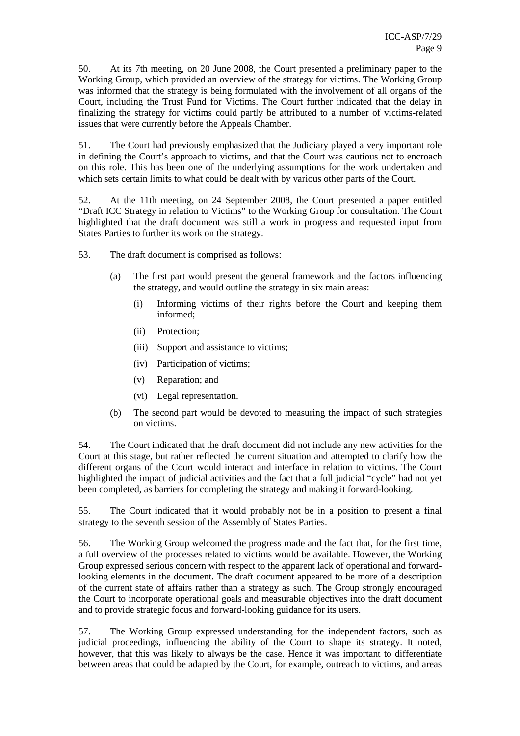50. At its 7th meeting, on 20 June 2008, the Court presented a preliminary paper to the Working Group, which provided an overview of the strategy for victims. The Working Group was informed that the strategy is being formulated with the involvement of all organs of the Court, including the Trust Fund for Victims. The Court further indicated that the delay in finalizing the strategy for victims could partly be attributed to a number of victims-related issues that were currently before the Appeals Chamber.

51. The Court had previously emphasized that the Judiciary played a very important role in defining the Court's approach to victims, and that the Court was cautious not to encroach on this role. This has been one of the underlying assumptions for the work undertaken and which sets certain limits to what could be dealt with by various other parts of the Court.

52. At the 11th meeting, on 24 September 2008, the Court presented a paper entitled "Draft ICC Strategy in relation to Victims" to the Working Group for consultation. The Court highlighted that the draft document was still a work in progress and requested input from States Parties to further its work on the strategy.

53. The draft document is comprised as follows:

- (a) The first part would present the general framework and the factors influencing the strategy, and would outline the strategy in six main areas:
  - (i) Informing victims of their rights before the Court and keeping them informed;
  - (ii) Protection;
  - (iii) Support and assistance to victims;
  - (iv) Participation of victims;
  - (v) Reparation; and
  - (vi) Legal representation.
- (b) The second part would be devoted to measuring the impact of such strategies on victims.

54. The Court indicated that the draft document did not include any new activities for the Court at this stage, but rather reflected the current situation and attempted to clarify how the different organs of the Court would interact and interface in relation to victims. The Court highlighted the impact of judicial activities and the fact that a full judicial "cycle" had not yet been completed, as barriers for completing the strategy and making it forward-looking.

55. The Court indicated that it would probably not be in a position to present a final strategy to the seventh session of the Assembly of States Parties.

56. The Working Group welcomed the progress made and the fact that, for the first time, a full overview of the processes related to victims would be available. However, the Working Group expressed serious concern with respect to the apparent lack of operational and forward-looking elements in the document. The draft document appeared to be more of a description of the current state of affairs rather than a strategy as such. The Group strongly encouraged the Court to incorporate operational goals and measurable objectives into the draft document and to provide strategic focus and forward-looking guidance for its users.

57. The Working Group expressed understanding for the independent factors, such as judicial proceedings, influencing the ability of the Court to shape its strategy. It noted, however, that this was likely to always be the case. Hence it was important to differentiate between areas that could be adapted by the Court, for example, outreach to victims, and areas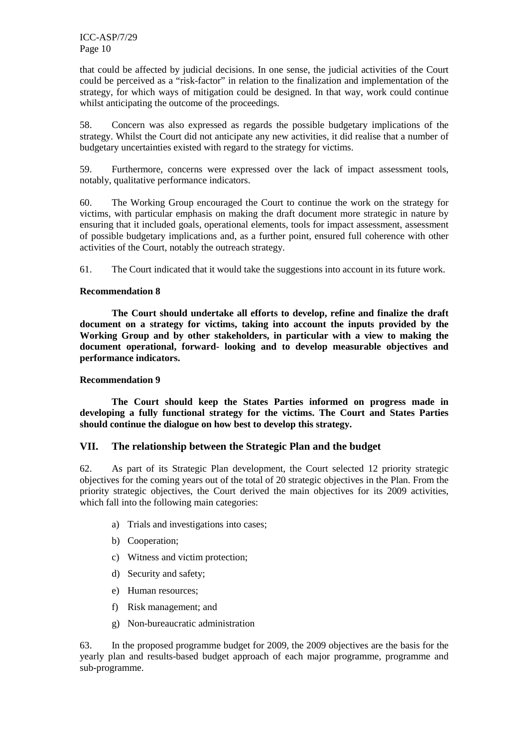that could be affected by judicial decisions. In one sense, the judicial activities of the Court could be perceived as a "risk-factor" in relation to the finalization and implementation of the strategy, for which ways of mitigation could be designed. In that way, work could continue whilst anticipating the outcome of the proceedings.

58. Concern was also expressed as regards the possible budgetary implications of the strategy. Whilst the Court did not anticipate any new activities, it did realise that a number of budgetary uncertainties existed with regard to the strategy for victims.

59. Furthermore, concerns were expressed over the lack of impact assessment tools, notably, qualitative performance indicators.

60. The Working Group encouraged the Court to continue the work on the strategy for victims, with particular emphasis on making the draft document more strategic in nature by ensuring that it included goals, operational elements, tools for impact assessment, assessment of possible budgetary implications and, as a further point, ensured full coherence with other activities of the Court, notably the outreach strategy.

61. The Court indicated that it would take the suggestions into account in its future work.

**Recommendation 8**

**The Court should undertake all efforts to develop, refine and finalize the draft document on a strategy for victims, taking into account the inputs provided by the Working Group and by other stakeholders, in particular with a view to making the document operational, forward- looking and to develop measurable objectives and performance indicators.**

**Recommendation 9**

**The Court should keep the States Parties informed on progress made in developing a fully functional strategy for the victims. The Court and States Parties should continue the dialogue on how best to develop this strategy.**

## VII. The relationship between the Strategic Plan and the budget

62. As part of its Strategic Plan development, the Court selected 12 priority strategic objectives for the coming years out of the total of 20 strategic objectives in the Plan. From the priority strategic objectives, the Court derived the main objectives for its 2009 activities, which fall into the following main categories:

a) Trials and investigations into cases;

b) Cooperation;

c) Witness and victim protection;

d) Security and safety;

e) Human resources;

f) Risk management; and

g) Non-bureaucratic administration

63. In the proposed programme budget for 2009, the 2009 objectives are the basis for the yearly plan and results-based budget approach of each major programme, programme and sub-programme.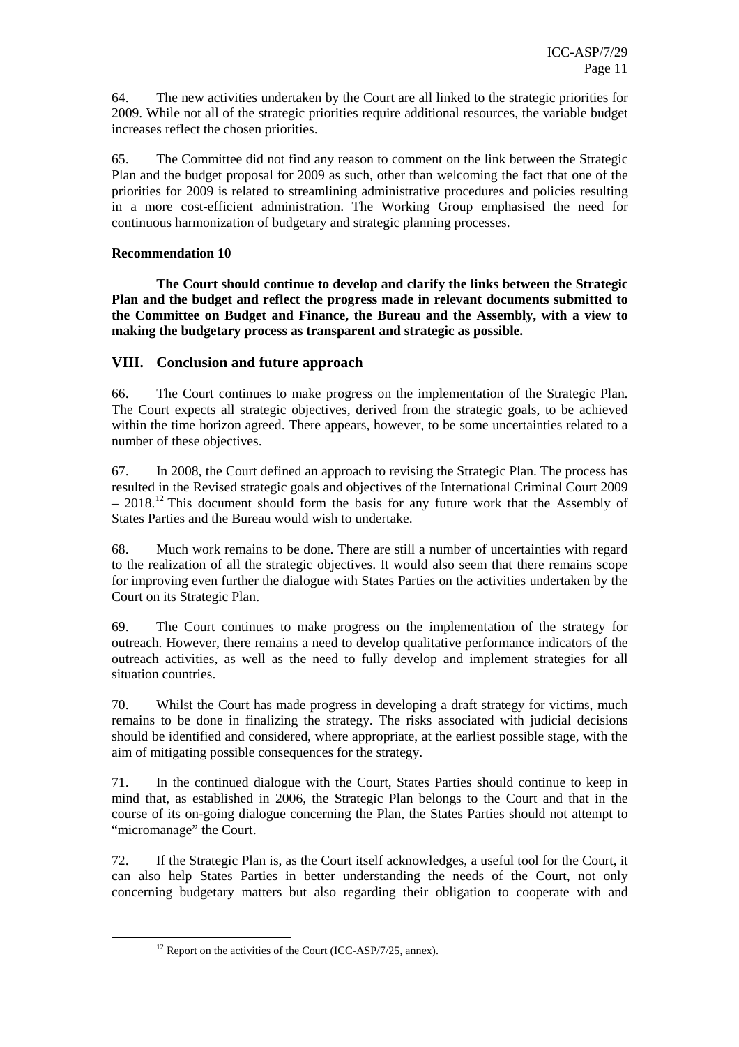64. The new activities undertaken by the Court are all linked to the strategic priorities for 2009. While not all of the strategic priorities require additional resources, the variable budget increases reflect the chosen priorities.

65. The Committee did not find any reason to comment on the link between the Strategic Plan and the budget proposal for 2009 as such, other than welcoming the fact that one of the priorities for 2009 is related to streamlining administrative procedures and policies resulting in a more cost-efficient administration. The Working Group emphasised the need for continuous harmonization of budgetary and strategic planning processes.

**Recommendation 10**

**The Court should continue to develop and clarify the links between the Strategic Plan and the budget and reflect the progress made in relevant documents submitted to the Committee on Budget and Finance, the Bureau and the Assembly, with a view to making the budgetary process as transparent and strategic as possible.**

## VIII. Conclusion and future approach

66. The Court continues to make progress on the implementation of the Strategic Plan. The Court expects all strategic objectives, derived from the strategic goals, to be achieved within the time horizon agreed. There appears, however, to be some uncertainties related to a number of these objectives.

67. In 2008, the Court defined an approach to revising the Strategic Plan. The process has resulted in the Revised strategic goals and objectives of the International Criminal Court 2009 – 2018.[12] This document should form the basis for any future work that the Assembly of States Parties and the Bureau would wish to undertake.

68. Much work remains to be done. There are still a number of uncertainties with regard to the realization of all the strategic objectives. It would also seem that there remains scope for improving even further the dialogue with States Parties on the activities undertaken by the Court on its Strategic Plan.

69. The Court continues to make progress on the implementation of the strategy for outreach. However, there remains a need to develop qualitative performance indicators of the outreach activities, as well as the need to fully develop and implement strategies for all situation countries.

70. Whilst the Court has made progress in developing a draft strategy for victims, much remains to be done in finalizing the strategy. The risks associated with judicial decisions should be identified and considered, where appropriate, at the earliest possible stage, with the aim of mitigating possible consequences for the strategy.

71. In the continued dialogue with the Court, States Parties should continue to keep in mind that, as established in 2006, the Strategic Plan belongs to the Court and that in the course of its on-going dialogue concerning the Plan, the States Parties should not attempt to "micromanage" the Court.

72. If the Strategic Plan is, as the Court itself acknowledges, a useful tool for the Court, it can also help States Parties in better understanding the needs of the Court, not only concerning budgetary matters but also regarding their obligation to cooperate with and

[12] Report on the activities of the Court (ICC-ASP/7/25, annex).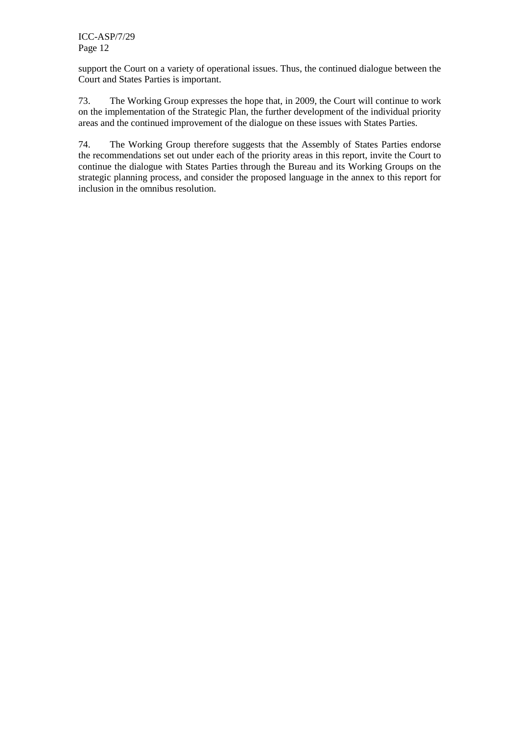support the Court on a variety of operational issues. Thus, the continued dialogue between the Court and States Parties is important.

73. The Working Group expresses the hope that, in 2009, the Court will continue to work on the implementation of the Strategic Plan, the further development of the individual priority areas and the continued improvement of the dialogue on these issues with States Parties.

74. The Working Group therefore suggests that the Assembly of States Parties endorse the recommendations set out under each of the priority areas in this report, invite the Court to continue the dialogue with States Parties through the Bureau and its Working Groups on the strategic planning process, and consider the proposed language in the annex to this report for inclusion in the omnibus resolution.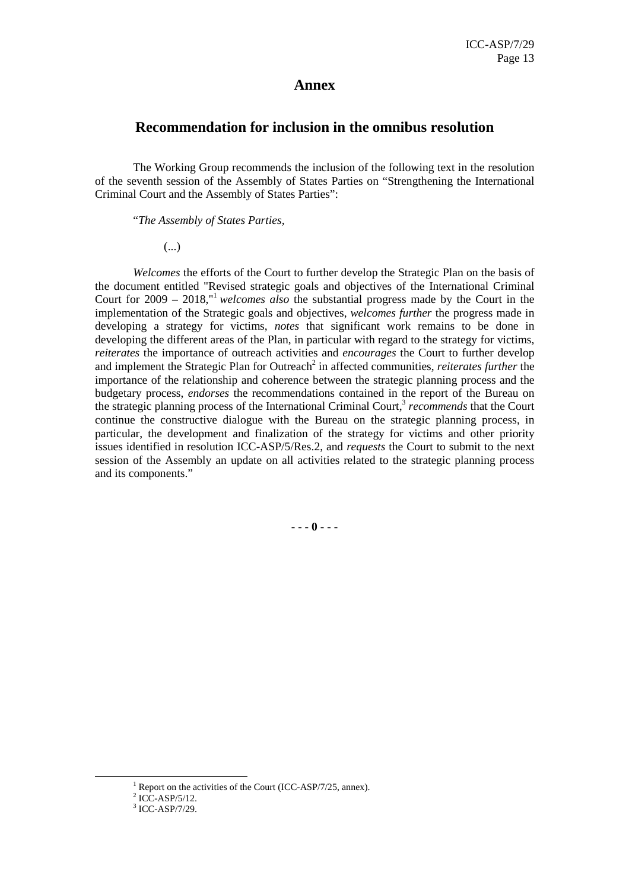# Annex

## Recommendation for inclusion in the omnibus resolution

The Working Group recommends the inclusion of the following text in the resolution of the seventh session of the Assembly of States Parties on “Strengthening the International Criminal Court and the Assembly of States Parties”:

“*The Assembly of States Parties*,

(...)

*Welcomes* the efforts of the Court to further develop the Strategic Plan on the basis of the document entitled "Revised strategic goals and objectives of the International Criminal Court for 2009 – 2018,"[1] *welcomes also* the substantial progress made by the Court in the implementation of the Strategic goals and objectives, *welcomes further* the progress made in developing a strategy for victims, *notes* that significant work remains to be done in developing the different areas of the Plan, in particular with regard to the strategy for victims, *reiterates* the importance of outreach activities and *encourages* the Court to further develop and implement the Strategic Plan for Outreach[2] in affected communities, *reiterates further* the importance of the relationship and coherence between the strategic planning process and the budgetary process, *endorses* the recommendations contained in the report of the Bureau on the strategic planning process of the International Criminal Court,[3] *recommends* that the Court continue the constructive dialogue with the Bureau on the strategic planning process, in particular, the development and finalization of the strategy for victims and other priority issues identified in resolution ICC-ASP/5/Res.2, and *requests* the Court to submit to the next session of the Assembly an update on all activities related to the strategic planning process and its components.”

**- - - 0 - - -**

[1] Report on the activities of the Court (ICC-ASP/7/25, annex).

[2] ICC-ASP/5/12.

[3] ICC-ASP/7/29.